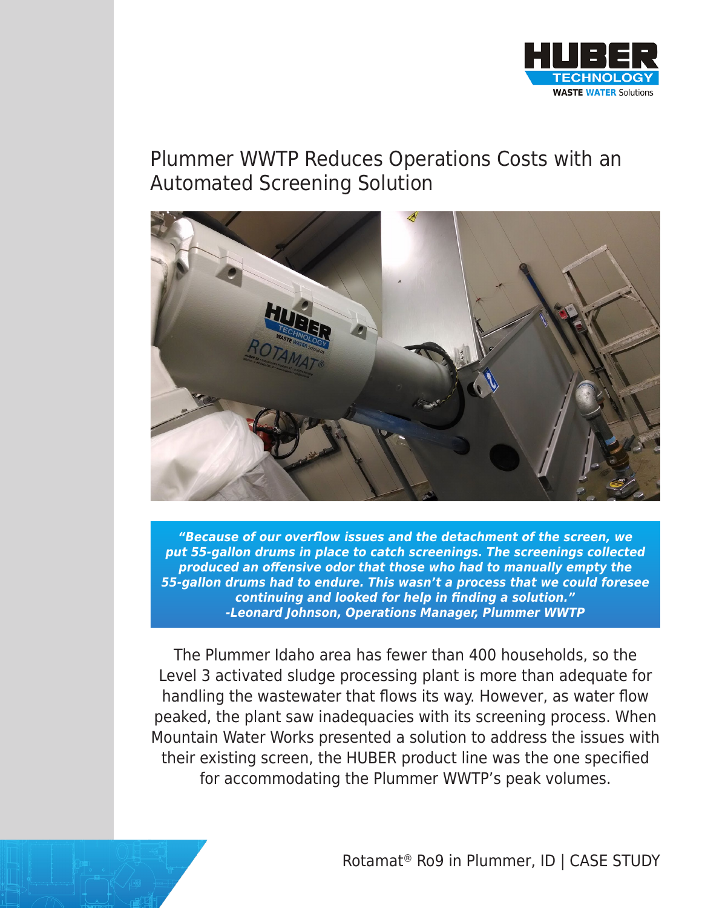# Plummer WWTP Reduces Operations Costs with an Automated Screening Solution

***"Because of our overflow issues and the detachment of the screen, we put 55-gallon drums in place to catch screenings. The screenings collected produced an offensive odor that those who had to manually empty the 55-gallon drums had to endure. This wasn't a process that we could foresee continuing and looked for help in finding a solution."***
***-Leonard Johnson, Operations Manager, Plummer WWTP***

The Plummer Idaho area has fewer than 400 households, so the Level 3 activated sludge processing plant is more than adequate for handling the wastewater that flows its way. However, as water flow peaked, the plant saw inadequacies with its screening process. When Mountain Water Works presented a solution to address the issues with their existing screen, the HUBER product line was the one specified for accommodating the Plummer WWTP's peak volumes.

Rotamat® Ro9 in Plummer, ID | CASE STUDY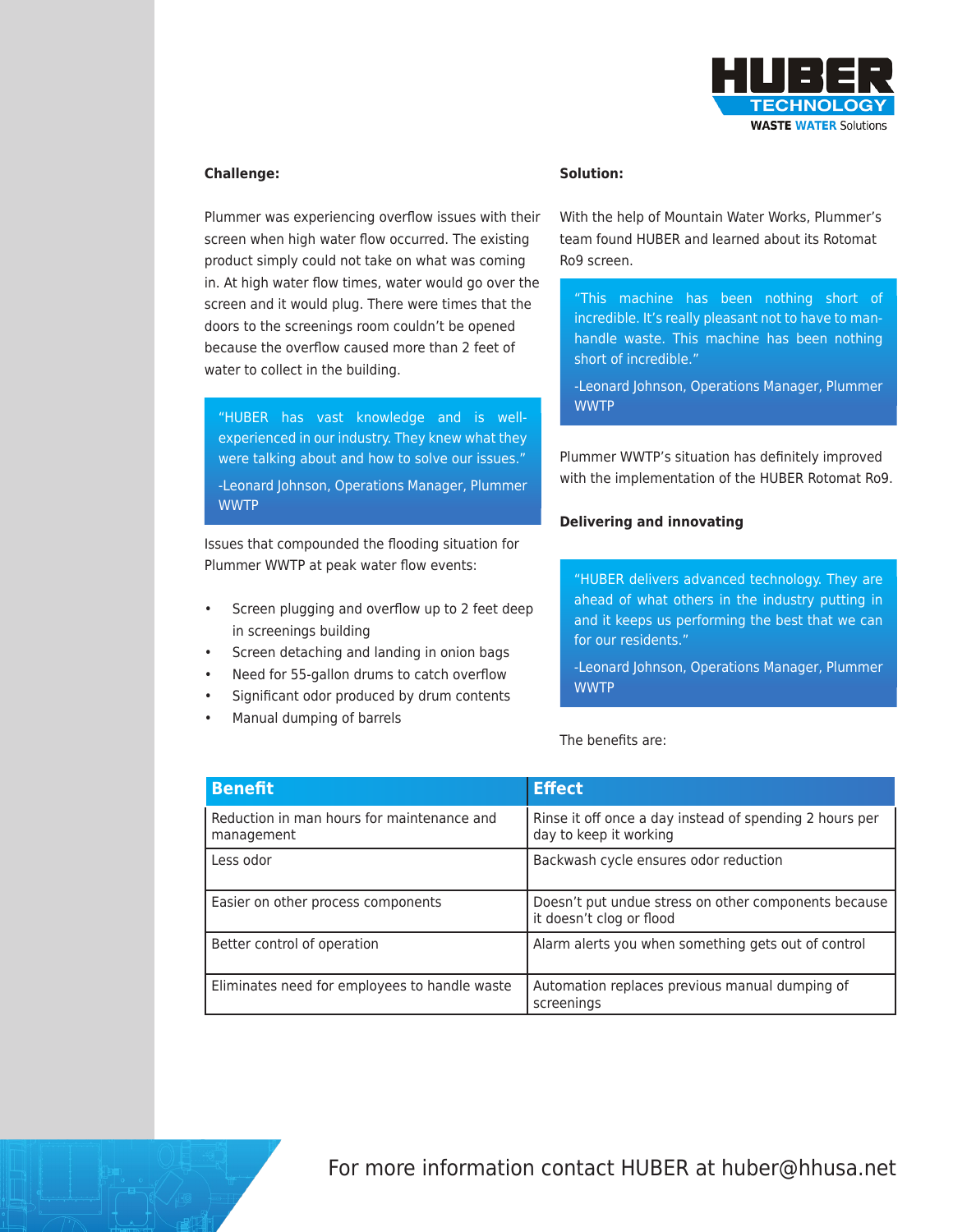**Challenge:**

Plummer was experiencing overflow issues with their screen when high water flow occurred. The existing product simply could not take on what was coming in. At high water flow times, water would go over the screen and it would plug. There were times that the doors to the screenings room couldn't be opened because the overflow caused more than 2 feet of water to collect in the building.

> "HUBER has vast knowledge and is well-experienced in our industry. They knew what they were talking about and how to solve our issues."
>
> -Leonard Johnson, Operations Manager, Plummer WWTP

Issues that compounded the flooding situation for Plummer WWTP at peak water flow events:

- Screen plugging and overflow up to 2 feet deep in screenings building
- Screen detaching and landing in onion bags
- Need for 55-gallon drums to catch overflow
- Significant odor produced by drum contents
- Manual dumping of barrels

**Solution:**

With the help of Mountain Water Works, Plummer's team found HUBER and learned about its Rotomat Ro9 screen.

> "This machine has been nothing short of incredible. It's really pleasant not to have to man-handle waste. This machine has been nothing short of incredible."
>
> -Leonard Johnson, Operations Manager, Plummer WWTP

Plummer WWTP's situation has definitely improved with the implementation of the HUBER Rotomat Ro9.

**Delivering and innovating**

> "HUBER delivers advanced technology. They are ahead of what others in the industry putting in and it keeps us performing the best that we can for our residents."
>
> -Leonard Johnson, Operations Manager, Plummer WWTP

The benefits are:

| Benefit | Effect |
|---|---|
| Reduction in man hours for maintenance and management | Rinse it off once a day instead of spending 2 hours per day to keep it working |
| Less odor | Backwash cycle ensures odor reduction |
| Easier on other process components | Doesn't put undue stress on other components because it doesn't clog or flood |
| Better control of operation | Alarm alerts you when something gets out of control |
| Eliminates need for employees to handle waste | Automation replaces previous manual dumping of screenings |

For more information contact HUBER at huber@hhusa.net